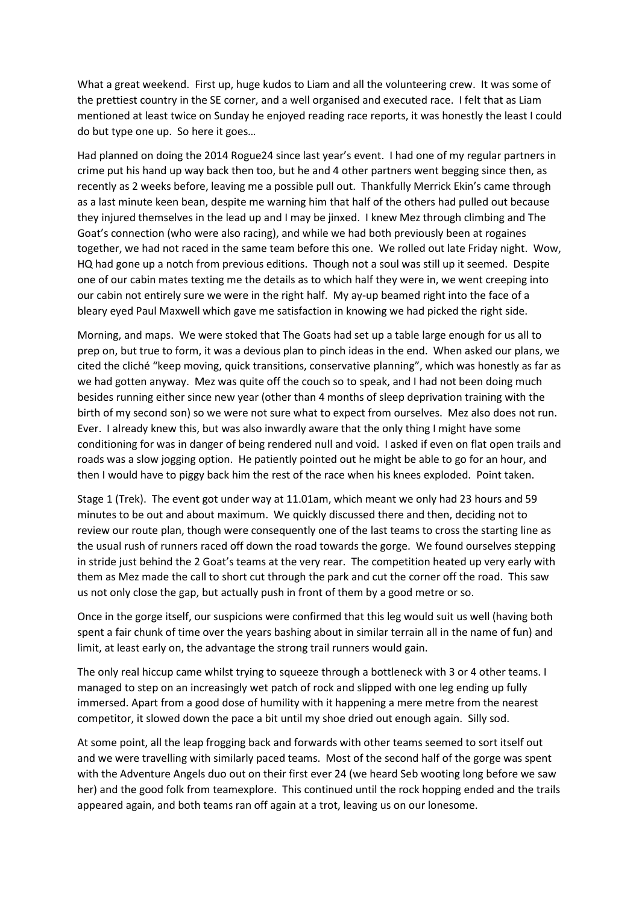What a great weekend. First up, huge kudos to Liam and all the volunteering crew. It was some of the prettiest country in the SE corner, and a well organised and executed race. I felt that as Liam mentioned at least twice on Sunday he enjoyed reading race reports, it was honestly the least I could do but type one up. So here it goes…

Had planned on doing the 2014 Rogue24 since last year's event. I had one of my regular partners in crime put his hand up way back then too, but he and 4 other partners went begging since then, as recently as 2 weeks before, leaving me a possible pull out. Thankfully Merrick Ekin's came through as a last minute keen bean, despite me warning him that half of the others had pulled out because they injured themselves in the lead up and I may be jinxed. I knew Mez through climbing and The Goat's connection (who were also racing), and while we had both previously been at rogaines together, we had not raced in the same team before this one. We rolled out late Friday night. Wow, HQ had gone up a notch from previous editions. Though not a soul was still up it seemed. Despite one of our cabin mates texting me the details as to which half they were in, we went creeping into our cabin not entirely sure we were in the right half. My ay-up beamed right into the face of a bleary eyed Paul Maxwell which gave me satisfaction in knowing we had picked the right side.

Morning, and maps. We were stoked that The Goats had set up a table large enough for us all to prep on, but true to form, it was a devious plan to pinch ideas in the end. When asked our plans, we cited the cliché "keep moving, quick transitions, conservative planning", which was honestly as far as we had gotten anyway. Mez was quite off the couch so to speak, and I had not been doing much besides running either since new year (other than 4 months of sleep deprivation training with the birth of my second son) so we were not sure what to expect from ourselves. Mez also does not run. Ever. I already knew this, but was also inwardly aware that the only thing I might have some conditioning for was in danger of being rendered null and void. I asked if even on flat open trails and roads was a slow jogging option. He patiently pointed out he might be able to go for an hour, and then I would have to piggy back him the rest of the race when his knees exploded. Point taken.

Stage 1 (Trek). The event got under way at 11.01am, which meant we only had 23 hours and 59 minutes to be out and about maximum. We quickly discussed there and then, deciding not to review our route plan, though were consequently one of the last teams to cross the starting line as the usual rush of runners raced off down the road towards the gorge. We found ourselves stepping in stride just behind the 2 Goat's teams at the very rear. The competition heated up very early with them as Mez made the call to short cut through the park and cut the corner off the road. This saw us not only close the gap, but actually push in front of them by a good metre or so.

Once in the gorge itself, our suspicions were confirmed that this leg would suit us well (having both spent a fair chunk of time over the years bashing about in similar terrain all in the name of fun) and limit, at least early on, the advantage the strong trail runners would gain.

The only real hiccup came whilst trying to squeeze through a bottleneck with 3 or 4 other teams. I managed to step on an increasingly wet patch of rock and slipped with one leg ending up fully immersed. Apart from a good dose of humility with it happening a mere metre from the nearest competitor, it slowed down the pace a bit until my shoe dried out enough again. Silly sod.

At some point, all the leap frogging back and forwards with other teams seemed to sort itself out and we were travelling with similarly paced teams. Most of the second half of the gorge was spent with the Adventure Angels duo out on their first ever 24 (we heard Seb wooting long before we saw her) and the good folk from teamexplore. This continued until the rock hopping ended and the trails appeared again, and both teams ran off again at a trot, leaving us on our lonesome.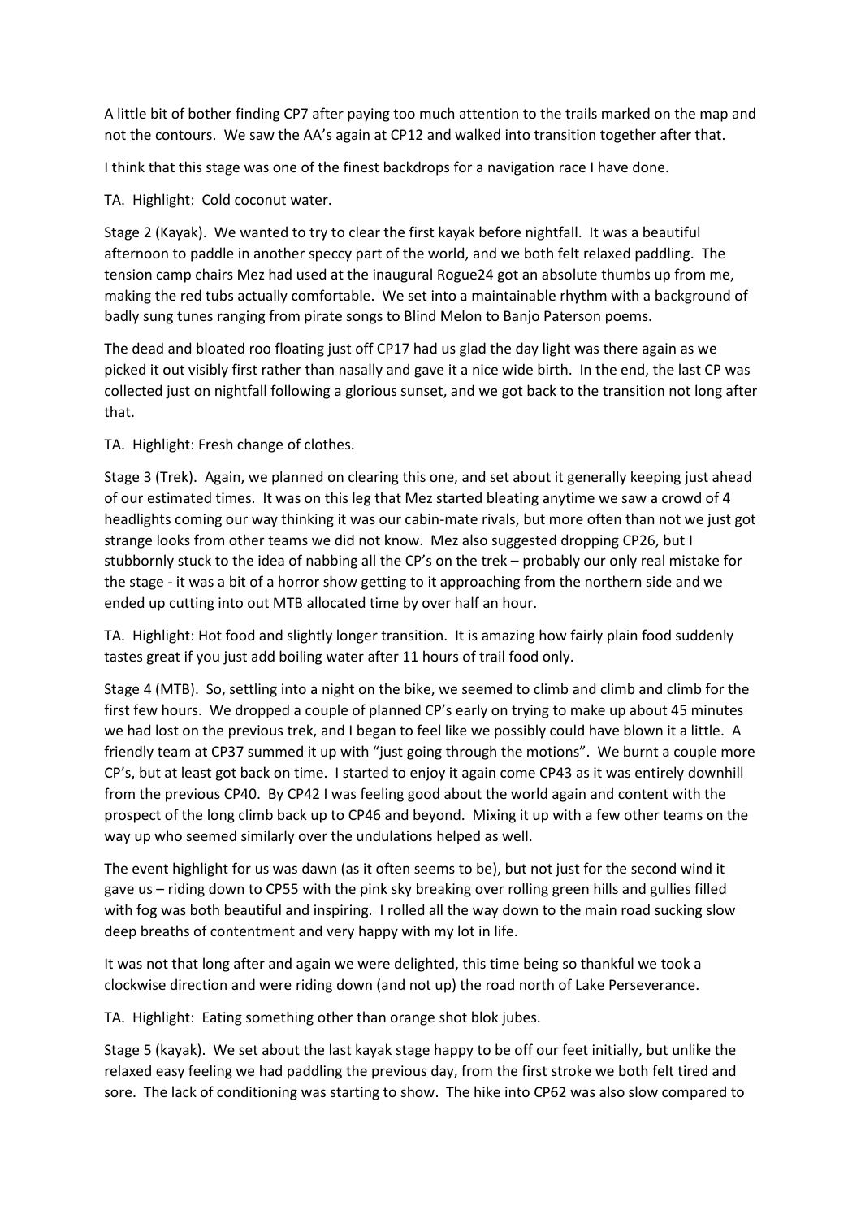A little bit of bother finding CP7 after paying too much attention to the trails marked on the map and not the contours. We saw the AA's again at CP12 and walked into transition together after that.

I think that this stage was one of the finest backdrops for a navigation race I have done.

TA. Highlight: Cold coconut water.

Stage 2 (Kayak). We wanted to try to clear the first kayak before nightfall. It was a beautiful afternoon to paddle in another speccy part of the world, and we both felt relaxed paddling. The tension camp chairs Mez had used at the inaugural Rogue24 got an absolute thumbs up from me, making the red tubs actually comfortable. We set into a maintainable rhythm with a background of badly sung tunes ranging from pirate songs to Blind Melon to Banjo Paterson poems.

The dead and bloated roo floating just off CP17 had us glad the day light was there again as we picked it out visibly first rather than nasally and gave it a nice wide birth. In the end, the last CP was collected just on nightfall following a glorious sunset, and we got back to the transition not long after that.

TA. Highlight: Fresh change of clothes.

Stage 3 (Trek). Again, we planned on clearing this one, and set about it generally keeping just ahead of our estimated times. It was on this leg that Mez started bleating anytime we saw a crowd of 4 headlights coming our way thinking it was our cabin-mate rivals, but more often than not we just got strange looks from other teams we did not know. Mez also suggested dropping CP26, but I stubbornly stuck to the idea of nabbing all the CP's on the trek – probably our only real mistake for the stage - it was a bit of a horror show getting to it approaching from the northern side and we ended up cutting into out MTB allocated time by over half an hour.

TA. Highlight: Hot food and slightly longer transition. It is amazing how fairly plain food suddenly tastes great if you just add boiling water after 11 hours of trail food only.

Stage 4 (MTB). So, settling into a night on the bike, we seemed to climb and climb and climb for the first few hours. We dropped a couple of planned CP's early on trying to make up about 45 minutes we had lost on the previous trek, and I began to feel like we possibly could have blown it a little. A friendly team at CP37 summed it up with "just going through the motions". We burnt a couple more CP's, but at least got back on time. I started to enjoy it again come CP43 as it was entirely downhill from the previous CP40. By CP42 I was feeling good about the world again and content with the prospect of the long climb back up to CP46 and beyond. Mixing it up with a few other teams on the way up who seemed similarly over the undulations helped as well.

The event highlight for us was dawn (as it often seems to be), but not just for the second wind it gave us – riding down to CP55 with the pink sky breaking over rolling green hills and gullies filled with fog was both beautiful and inspiring. I rolled all the way down to the main road sucking slow deep breaths of contentment and very happy with my lot in life.

It was not that long after and again we were delighted, this time being so thankful we took a clockwise direction and were riding down (and not up) the road north of Lake Perseverance.

TA. Highlight: Eating something other than orange shot blok jubes.

Stage 5 (kayak). We set about the last kayak stage happy to be off our feet initially, but unlike the relaxed easy feeling we had paddling the previous day, from the first stroke we both felt tired and sore. The lack of conditioning was starting to show. The hike into CP62 was also slow compared to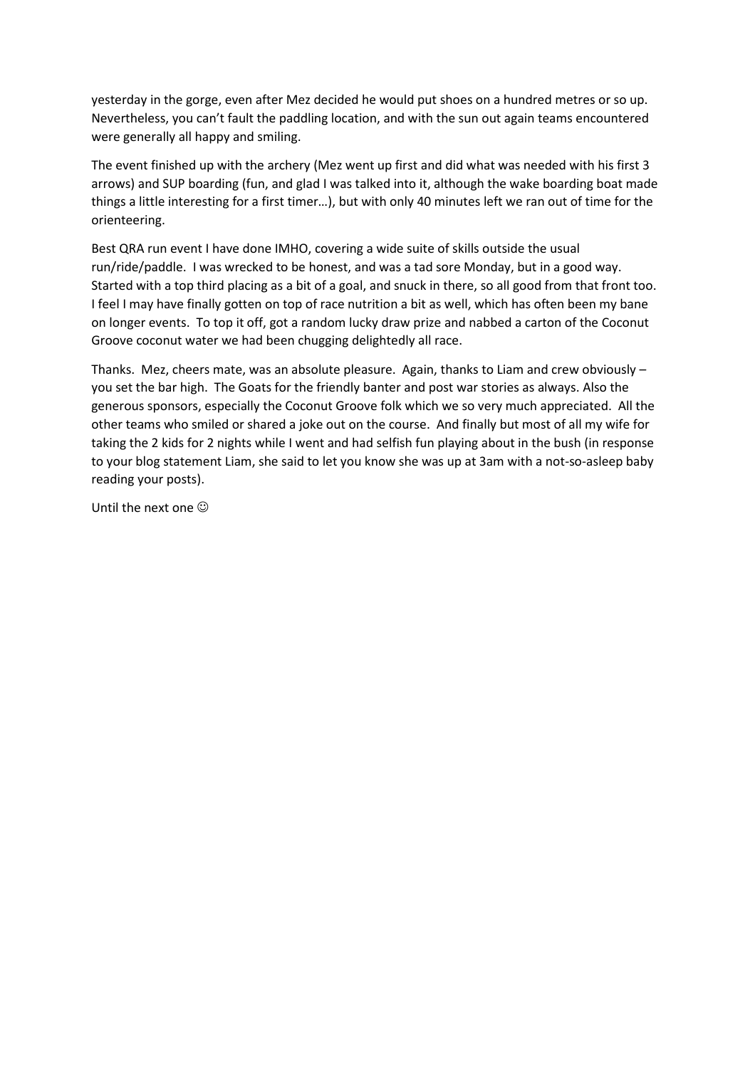yesterday in the gorge, even after Mez decided he would put shoes on a hundred metres or so up. Nevertheless, you can't fault the paddling location, and with the sun out again teams encountered were generally all happy and smiling.

The event finished up with the archery (Mez went up first and did what was needed with his first 3 arrows) and SUP boarding (fun, and glad I was talked into it, although the wake boarding boat made things a little interesting for a first timer…), but with only 40 minutes left we ran out of time for the orienteering.

Best QRA run event I have done IMHO, covering a wide suite of skills outside the usual run/ride/paddle. I was wrecked to be honest, and was a tad sore Monday, but in a good way. Started with a top third placing as a bit of a goal, and snuck in there, so all good from that front too. I feel I may have finally gotten on top of race nutrition a bit as well, which has often been my bane on longer events. To top it off, got a random lucky draw prize and nabbed a carton of the Coconut Groove coconut water we had been chugging delightedly all race.

Thanks. Mez, cheers mate, was an absolute pleasure. Again, thanks to Liam and crew obviously – you set the bar high. The Goats for the friendly banter and post war stories as always. Also the generous sponsors, especially the Coconut Groove folk which we so very much appreciated. All the other teams who smiled or shared a joke out on the course. And finally but most of all my wife for taking the 2 kids for 2 nights while I went and had selfish fun playing about in the bush (in response to your blog statement Liam, she said to let you know she was up at 3am with a not-so-asleep baby reading your posts).

Until the next one ☺